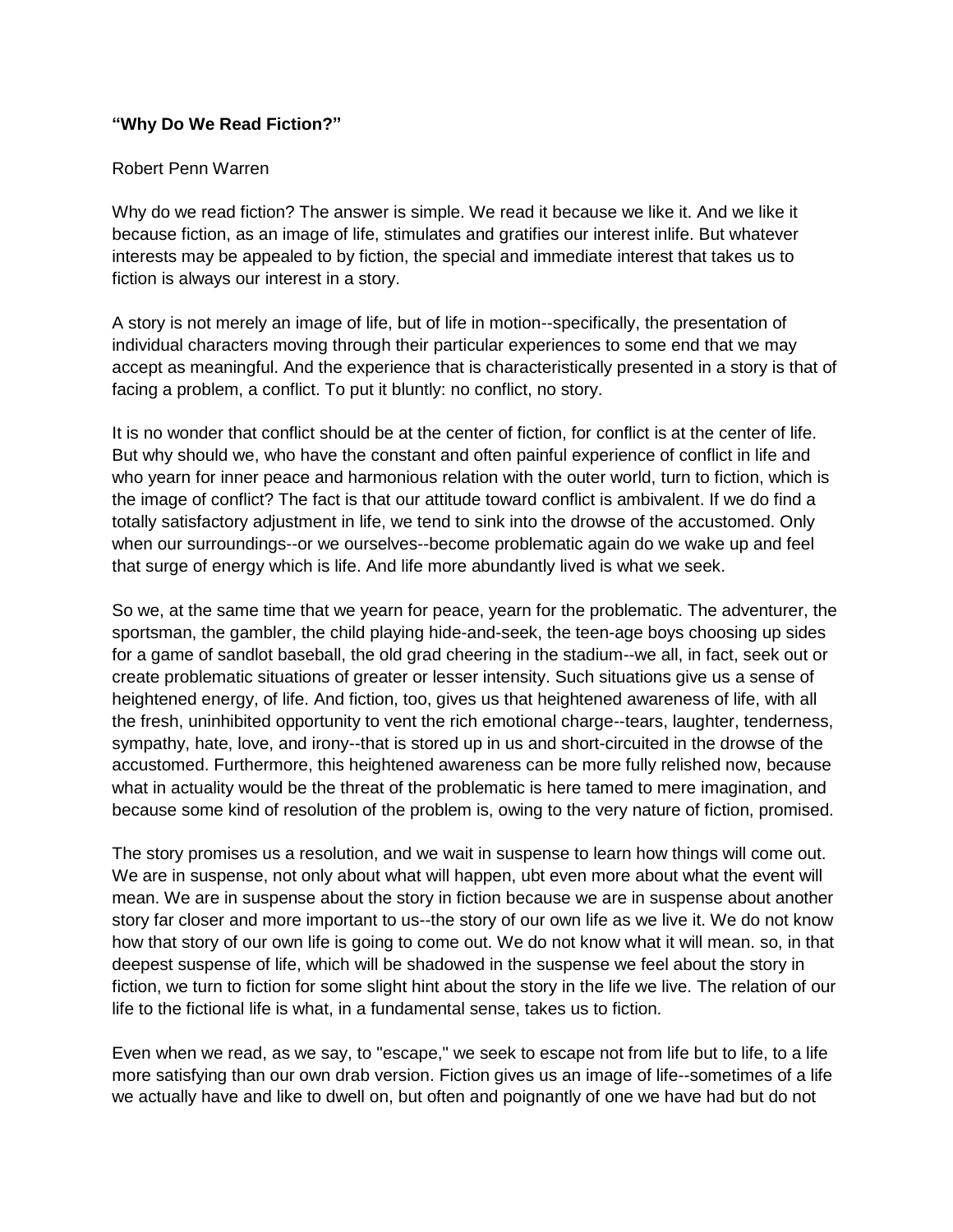**“Why Do We Read Fiction?”**

Robert Penn Warren

Why do we read fiction? The answer is simple. We read it because we like it. And we like it because fiction, as an image of life, stimulates and gratifies our interest inlife. But whatever interests may be appealed to by fiction, the special and immediate interest that takes us to fiction is always our interest in a story.

A story is not merely an image of life, but of life in motion--specifically, the presentation of individual characters moving through their particular experiences to some end that we may accept as meaningful. And the experience that is characteristically presented in a story is that of facing a problem, a conflict. To put it bluntly: no conflict, no story.

It is no wonder that conflict should be at the center of fiction, for conflict is at the center of life. But why should we, who have the constant and often painful experience of conflict in life and who yearn for inner peace and harmonious relation with the outer world, turn to fiction, which is the image of conflict? The fact is that our attitude toward conflict is ambivalent. If we do find a totally satisfactory adjustment in life, we tend to sink into the drowse of the accustomed. Only when our surroundings--or we ourselves--become problematic again do we wake up and feel that surge of energy which is life. And life more abundantly lived is what we seek.

So we, at the same time that we yearn for peace, yearn for the problematic. The adventurer, the sportsman, the gambler, the child playing hide-and-seek, the teen-age boys choosing up sides for a game of sandlot baseball, the old grad cheering in the stadium--we all, in fact, seek out or create problematic situations of greater or lesser intensity. Such situations give us a sense of heightened energy, of life. And fiction, too, gives us that heightened awareness of life, with all the fresh, uninhibited opportunity to vent the rich emotional charge--tears, laughter, tenderness, sympathy, hate, love, and irony--that is stored up in us and short-circuited in the drowse of the accustomed. Furthermore, this heightened awareness can be more fully relished now, because what in actuality would be the threat of the problematic is here tamed to mere imagination, and because some kind of resolution of the problem is, owing to the very nature of fiction, promised.

The story promises us a resolution, and we wait in suspense to learn how things will come out. We are in suspense, not only about what will happen, ubt even more about what the event will mean. We are in suspense about the story in fiction because we are in suspense about another story far closer and more important to us--the story of our own life as we live it. We do not know how that story of our own life is going to come out. We do not know what it will mean. so, in that deepest suspense of life, which will be shadowed in the suspense we feel about the story in fiction, we turn to fiction for some slight hint about the story in the life we live. The relation of our life to the fictional life is what, in a fundamental sense, takes us to fiction.

Even when we read, as we say, to "escape," we seek to escape not from life but to life, to a life more satisfying than our own drab version. Fiction gives us an image of life--sometimes of a life we actually have and like to dwell on, but often and poignantly of one we have had but do not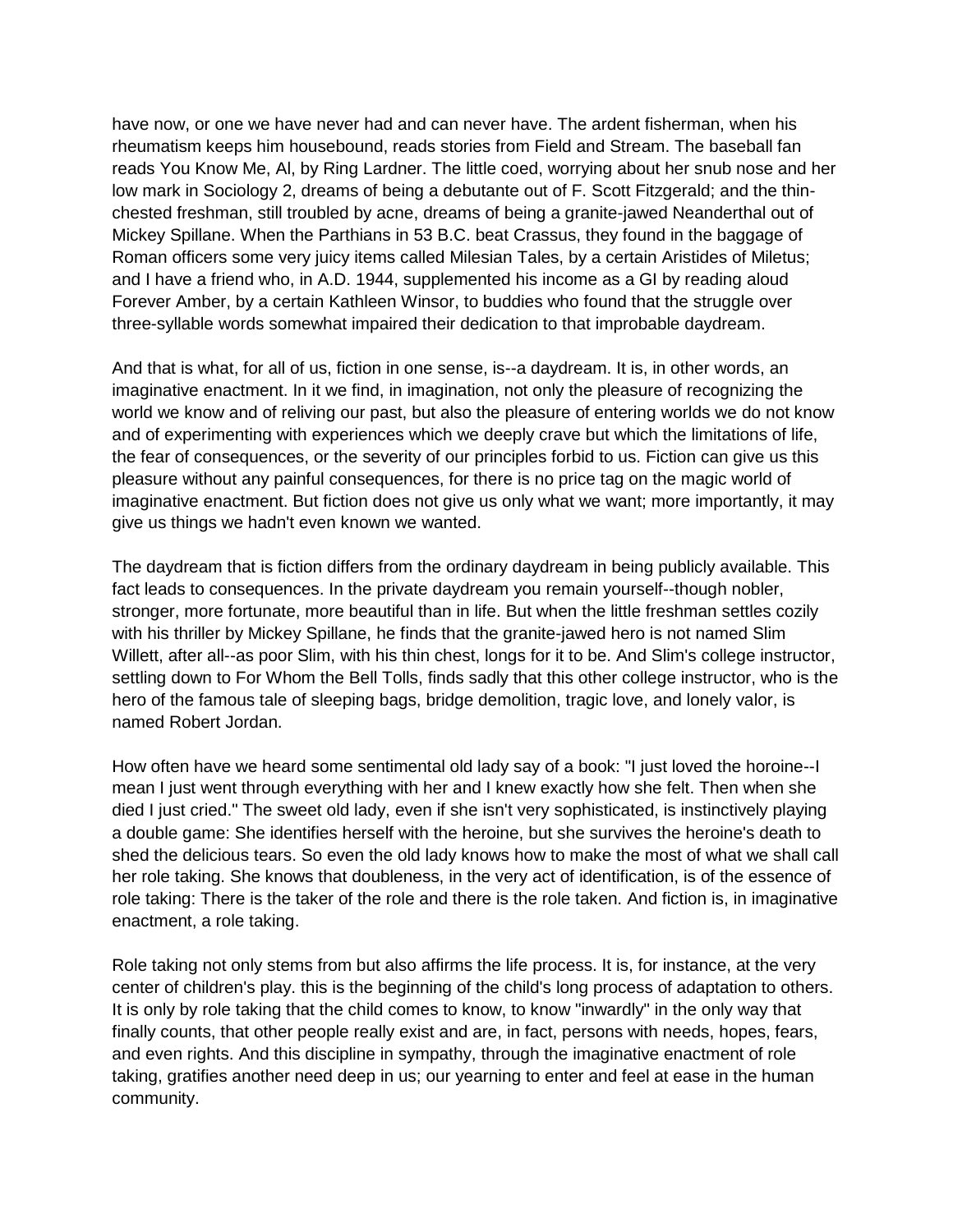have now, or one we have never had and can never have. The ardent fisherman, when his rheumatism keeps him housebound, reads stories from Field and Stream. The baseball fan reads You Know Me, Al, by Ring Lardner. The little coed, worrying about her snub nose and her low mark in Sociology 2, dreams of being a debutante out of F. Scott Fitzgerald; and the thin-chested freshman, still troubled by acne, dreams of being a granite-jawed Neanderthal out of Mickey Spillane. When the Parthians in 53 B.C. beat Crassus, they found in the baggage of Roman officers some very juicy items called Milesian Tales, by a certain Aristides of Miletus; and I have a friend who, in A.D. 1944, supplemented his income as a GI by reading aloud Forever Amber, by a certain Kathleen Winsor, to buddies who found that the struggle over three-syllable words somewhat impaired their dedication to that improbable daydream.

And that is what, for all of us, fiction in one sense, is--a daydream. It is, in other words, an imaginative enactment. In it we find, in imagination, not only the pleasure of recognizing the world we know and of reliving our past, but also the pleasure of entering worlds we do not know and of experimenting with experiences which we deeply crave but which the limitations of life, the fear of consequences, or the severity of our principles forbid to us. Fiction can give us this pleasure without any painful consequences, for there is no price tag on the magic world of imaginative enactment. But fiction does not give us only what we want; more importantly, it may give us things we hadn't even known we wanted.

The daydream that is fiction differs from the ordinary daydream in being publicly available. This fact leads to consequences. In the private daydream you remain yourself--though nobler, stronger, more fortunate, more beautiful than in life. But when the little freshman settles cozily with his thriller by Mickey Spillane, he finds that the granite-jawed hero is not named Slim Willett, after all--as poor Slim, with his thin chest, longs for it to be. And Slim's college instructor, settling down to For Whom the Bell Tolls, finds sadly that this other college instructor, who is the hero of the famous tale of sleeping bags, bridge demolition, tragic love, and lonely valor, is named Robert Jordan.

How often have we heard some sentimental old lady say of a book: "I just loved the horoine--I mean I just went through everything with her and I knew exactly how she felt. Then when she died I just cried." The sweet old lady, even if she isn't very sophisticated, is instinctively playing a double game: She identifies herself with the heroine, but she survives the heroine's death to shed the delicious tears. So even the old lady knows how to make the most of what we shall call her role taking. She knows that doubleness, in the very act of identification, is of the essence of role taking: There is the taker of the role and there is the role taken. And fiction is, in imaginative enactment, a role taking.

Role taking not only stems from but also affirms the life process. It is, for instance, at the very center of children's play. this is the beginning of the child's long process of adaptation to others. It is only by role taking that the child comes to know, to know "inwardly" in the only way that finally counts, that other people really exist and are, in fact, persons with needs, hopes, fears, and even rights. And this discipline in sympathy, through the imaginative enactment of role taking, gratifies another need deep in us; our yearning to enter and feel at ease in the human community.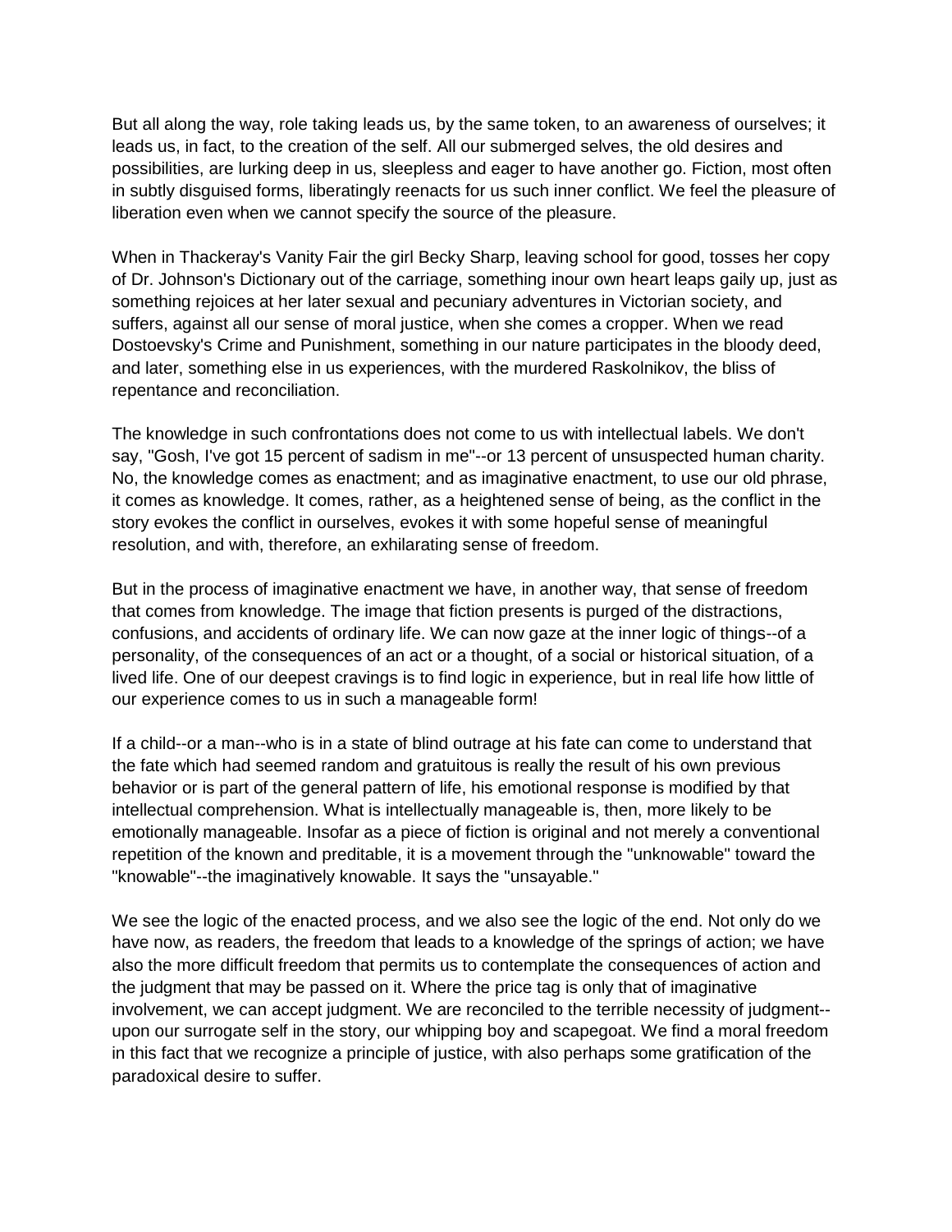But all along the way, role taking leads us, by the same token, to an awareness of ourselves; it leads us, in fact, to the creation of the self. All our submerged selves, the old desires and possibilities, are lurking deep in us, sleepless and eager to have another go. Fiction, most often in subtly disguised forms, liberatingly reenacts for us such inner conflict. We feel the pleasure of liberation even when we cannot specify the source of the pleasure.

When in Thackeray's Vanity Fair the girl Becky Sharp, leaving school for good, tosses her copy of Dr. Johnson's Dictionary out of the carriage, something inour own heart leaps gaily up, just as something rejoices at her later sexual and pecuniary adventures in Victorian society, and suffers, against all our sense of moral justice, when she comes a cropper. When we read Dostoevsky's Crime and Punishment, something in our nature participates in the bloody deed, and later, something else in us experiences, with the murdered Raskolnikov, the bliss of repentance and reconciliation.

The knowledge in such confrontations does not come to us with intellectual labels. We don't say, "Gosh, I've got 15 percent of sadism in me"--or 13 percent of unsuspected human charity. No, the knowledge comes as enactment; and as imaginative enactment, to use our old phrase, it comes as knowledge. It comes, rather, as a heightened sense of being, as the conflict in the story evokes the conflict in ourselves, evokes it with some hopeful sense of meaningful resolution, and with, therefore, an exhilarating sense of freedom.

But in the process of imaginative enactment we have, in another way, that sense of freedom that comes from knowledge. The image that fiction presents is purged of the distractions, confusions, and accidents of ordinary life. We can now gaze at the inner logic of things--of a personality, of the consequences of an act or a thought, of a social or historical situation, of a lived life. One of our deepest cravings is to find logic in experience, but in real life how little of our experience comes to us in such a manageable form!

If a child--or a man--who is in a state of blind outrage at his fate can come to understand that the fate which had seemed random and gratuitous is really the result of his own previous behavior or is part of the general pattern of life, his emotional response is modified by that intellectual comprehension. What is intellectually manageable is, then, more likely to be emotionally manageable. Insofar as a piece of fiction is original and not merely a conventional repetition of the known and preditable, it is a movement through the "unknowable" toward the "knowable"--the imaginatively knowable. It says the "unsayable."

We see the logic of the enacted process, and we also see the logic of the end. Not only do we have now, as readers, the freedom that leads to a knowledge of the springs of action; we have also the more difficult freedom that permits us to contemplate the consequences of action and the judgment that may be passed on it. Where the price tag is only that of imaginative involvement, we can accept judgment. We are reconciled to the terrible necessity of judgment--upon our surrogate self in the story, our whipping boy and scapegoat. We find a moral freedom in this fact that we recognize a principle of justice, with also perhaps some gratification of the paradoxical desire to suffer.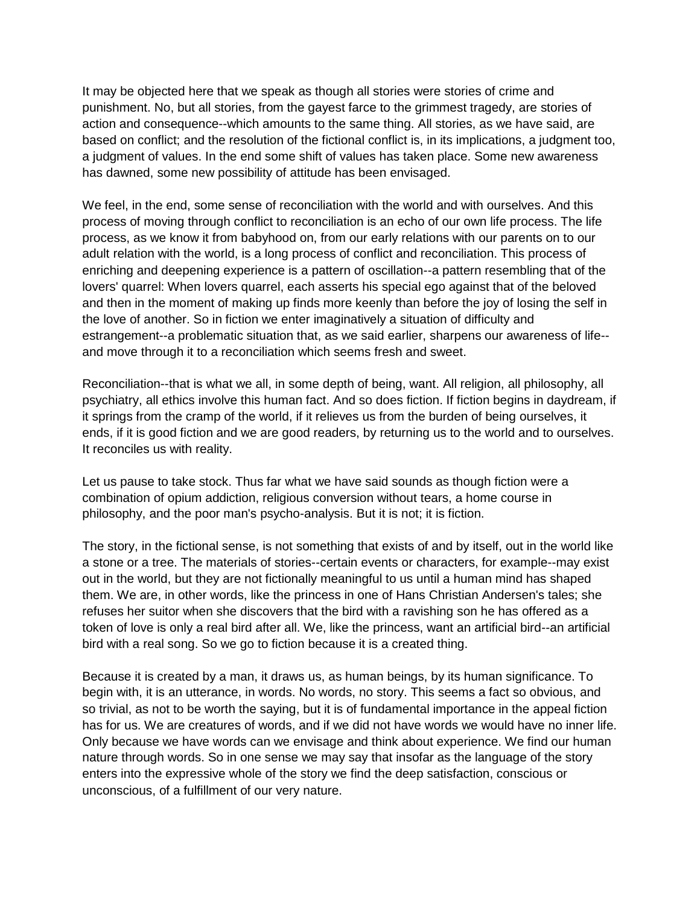It may be objected here that we speak as though all stories were stories of crime and punishment. No, but all stories, from the gayest farce to the grimmest tragedy, are stories of action and consequence--which amounts to the same thing. All stories, as we have said, are based on conflict; and the resolution of the fictional conflict is, in its implications, a judgment too, a judgment of values. In the end some shift of values has taken place. Some new awareness has dawned, some new possibility of attitude has been envisaged.

We feel, in the end, some sense of reconciliation with the world and with ourselves. And this process of moving through conflict to reconciliation is an echo of our own life process. The life process, as we know it from babyhood on, from our early relations with our parents on to our adult relation with the world, is a long process of conflict and reconciliation. This process of enriching and deepening experience is a pattern of oscillation--a pattern resembling that of the lovers' quarrel: When lovers quarrel, each asserts his special ego against that of the beloved and then in the moment of making up finds more keenly than before the joy of losing the self in the love of another. So in fiction we enter imaginatively a situation of difficulty and estrangement--a problematic situation that, as we said earlier, sharpens our awareness of life--and move through it to a reconciliation which seems fresh and sweet.

Reconciliation--that is what we all, in some depth of being, want. All religion, all philosophy, all psychiatry, all ethics involve this human fact. And so does fiction. If fiction begins in daydream, if it springs from the cramp of the world, if it relieves us from the burden of being ourselves, it ends, if it is good fiction and we are good readers, by returning us to the world and to ourselves. It reconciles us with reality.

Let us pause to take stock. Thus far what we have said sounds as though fiction were a combination of opium addiction, religious conversion without tears, a home course in philosophy, and the poor man's psycho-analysis. But it is not; it is fiction.

The story, in the fictional sense, is not something that exists of and by itself, out in the world like a stone or a tree. The materials of stories--certain events or characters, for example--may exist out in the world, but they are not fictionally meaningful to us until a human mind has shaped them. We are, in other words, like the princess in one of Hans Christian Andersen's tales; she refuses her suitor when she discovers that the bird with a ravishing son he has offered as a token of love is only a real bird after all. We, like the princess, want an artificial bird--an artificial bird with a real song. So we go to fiction because it is a created thing.

Because it is created by a man, it draws us, as human beings, by its human significance. To begin with, it is an utterance, in words. No words, no story. This seems a fact so obvious, and so trivial, as not to be worth the saying, but it is of fundamental importance in the appeal fiction has for us. We are creatures of words, and if we did not have words we would have no inner life. Only because we have words can we envisage and think about experience. We find our human nature through words. So in one sense we may say that insofar as the language of the story enters into the expressive whole of the story we find the deep satisfaction, conscious or unconscious, of a fulfillment of our very nature.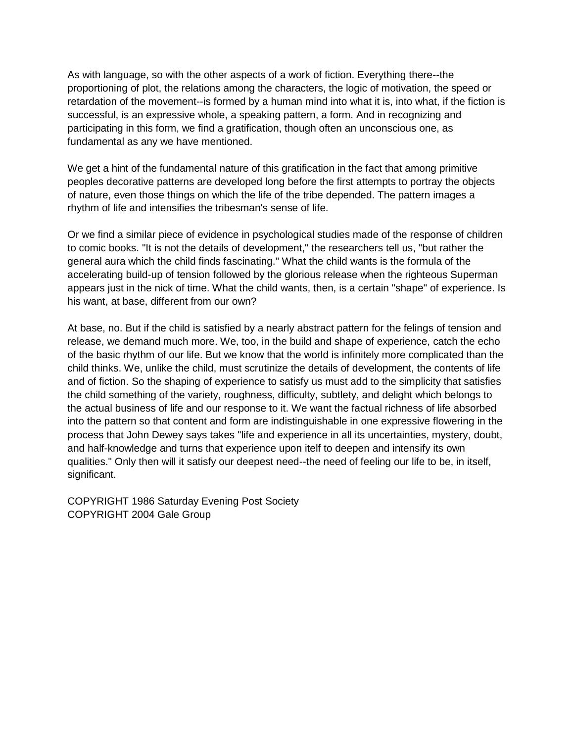As with language, so with the other aspects of a work of fiction. Everything there--the proportioning of plot, the relations among the characters, the logic of motivation, the speed or retardation of the movement--is formed by a human mind into what it is, into what, if the fiction is successful, is an expressive whole, a speaking pattern, a form. And in recognizing and participating in this form, we find a gratification, though often an unconscious one, as fundamental as any we have mentioned.

We get a hint of the fundamental nature of this gratification in the fact that among primitive peoples decorative patterns are developed long before the first attempts to portray the objects of nature, even those things on which the life of the tribe depended. The pattern images a rhythm of life and intensifies the tribesman's sense of life.

Or we find a similar piece of evidence in psychological studies made of the response of children to comic books. "It is not the details of development," the researchers tell us, "but rather the general aura which the child finds fascinating." What the child wants is the formula of the accelerating build-up of tension followed by the glorious release when the righteous Superman appears just in the nick of time. What the child wants, then, is a certain "shape" of experience. Is his want, at base, different from our own?

At base, no. But if the child is satisfied by a nearly abstract pattern for the felings of tension and release, we demand much more. We, too, in the build and shape of experience, catch the echo of the basic rhythm of our life. But we know that the world is infinitely more complicated than the child thinks. We, unlike the child, must scrutinize the details of development, the contents of life and of fiction. So the shaping of experience to satisfy us must add to the simplicity that satisfies the child something of the variety, roughness, difficulty, subtlety, and delight which belongs to the actual business of life and our response to it. We want the factual richness of life absorbed into the pattern so that content and form are indistinguishable in one expressive flowering in the process that John Dewey says takes "life and experience in all its uncertainties, mystery, doubt, and half-knowledge and turns that experience upon itelf to deepen and intensify its own qualities." Only then will it satisfy our deepest need--the need of feeling our life to be, in itself, significant.

COPYRIGHT 1986 Saturday Evening Post Society
COPYRIGHT 2004 Gale Group